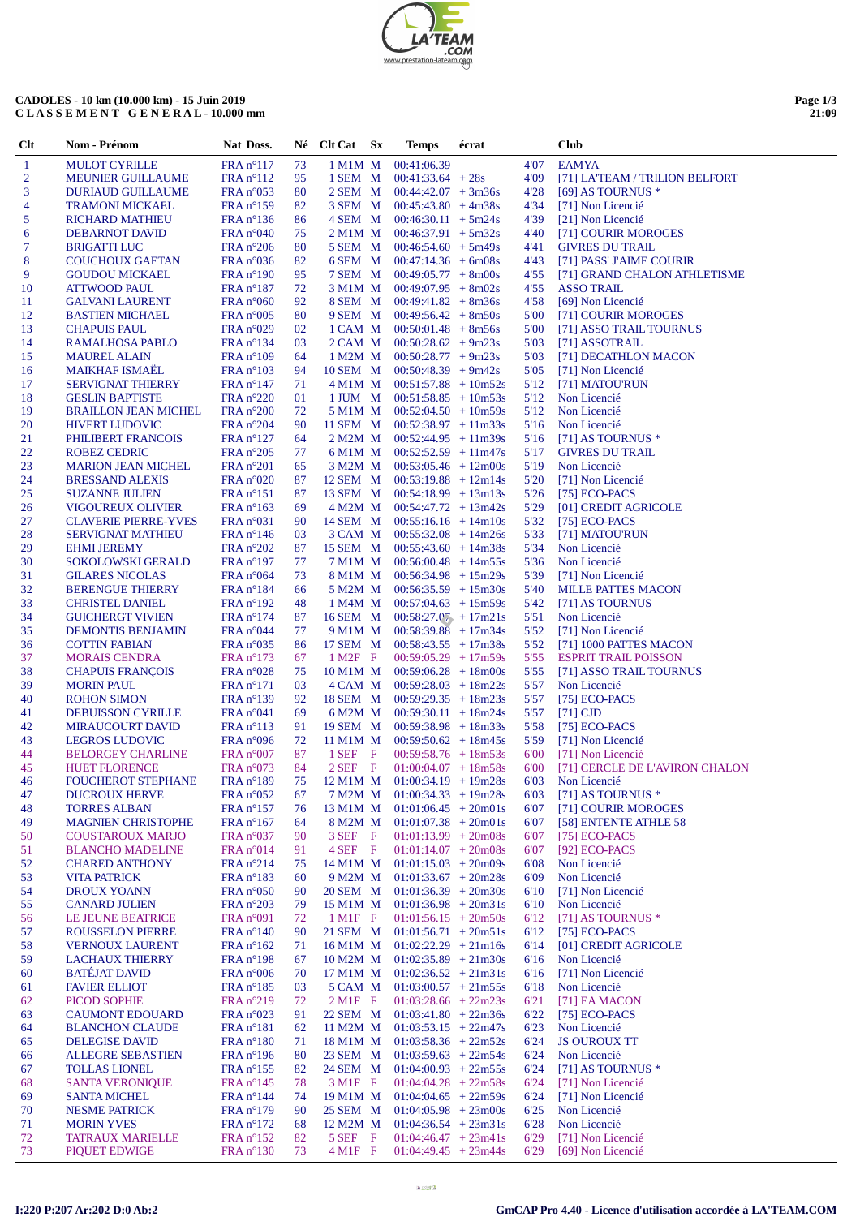**CADOLES - 10 km (10.000 km) - 15 Juin 2019**
**C L A S S E M E N T   G E N E R A L - 10.000 mm**

| Clt | Nom - Prénom | Nat | Doss. | Né | Clt Cat | Sx | Temps | écrat | | Club |
|---|---|---|---|---|---|---|---|---|---|---|
| 1 | MULOT CYRILLE | FRA | n°117 | 73 | 1 M1M | M | 00:41:06.39 | | 4'07 | EAMYA |
| 2 | MEUNIER GUILLAUME | FRA | n°112 | 95 | 1 SEM | M | 00:41:33.64 | + 28s | 4'09 | [71] LA'TEAM / TRILION BELFORT |
| 3 | DURIAUD GUILLAUME | FRA | n°053 | 80 | 2 SEM | M | 00:44:42.07 | + 3m36s | 4'28 | [69] AS TOURNUS * |
| 4 | TRAMONI MICKAEL | FRA | n°159 | 82 | 3 SEM | M | 00:45:43.80 | + 4m38s | 4'34 | [71] Non Licencié |
| 5 | RICHARD MATHIEU | FRA | n°136 | 86 | 4 SEM | M | 00:46:30.11 | + 5m24s | 4'39 | [21] Non Licencié |
| 6 | DEBARNOT DAVID | FRA | n°040 | 75 | 2 M1M | M | 00:46:37.91 | + 5m32s | 4'40 | [71] COURIR MOROGES |
| 7 | BRIGATTI LUC | FRA | n°206 | 80 | 5 SEM | M | 00:46:54.60 | + 5m49s | 4'41 | GIVRES DU TRAIL |
| 8 | COUCHOUX GAETAN | FRA | n°036 | 82 | 6 SEM | M | 00:47:14.36 | + 6m08s | 4'43 | [71] PASS' J'AIME COURIR |
| 9 | GOUDOU MICKAEL | FRA | n°190 | 95 | 7 SEM | M | 00:49:05.77 | + 8m00s | 4'55 | [71] GRAND CHALON ATHLETISME |
| 10 | ATTWOOD PAUL | FRA | n°187 | 72 | 3 M1M | M | 00:49:07.95 | + 8m02s | 4'55 | ASSO TRAIL |
| 11 | GALVANI LAURENT | FRA | n°060 | 92 | 8 SEM | M | 00:49:41.62 | + 8m36s | 4'58 | [69] Non Licencié |
| 12 | BASTIEN MICHAEL | FRA | n°005 | 80 | 9 SEM | M | 00:49:56.42 | + 8m50s | 5'00 | [71] COURIR MOROGES |
| 13 | CHAPUIS PAUL | FRA | n°029 | 02 | 1 CAM | M | 00:50:01.48 | + 8m56s | 5'00 | [71] ASSO TRAIL TOURNUS |
| 14 | RAMALHOSA PABLO | FRA | n°134 | 03 | 2 CAM | M | 00:50:28.62 | + 9m23s | 5'03 | [71] ASSOTRAIL |
| 15 | MAUREL ALAIN | FRA | n°109 | 64 | 1 M2M | M | 00:50:28.77 | + 9m23s | 5'03 | [71] DECATHLON MACON |
| 16 | MAIKHAF ISMAËL | FRA | n°103 | 94 | 10 SEM | M | 00:50:48.39 | + 9m42s | 5'05 | [71] Non Licencié |
| 17 | SERVIGNAT THIERRY | FRA | n°147 | 71 | 4 M1M | M | 00:51:57.88 | + 10m52s | 5'12 | [71] MATOU'RUN |
| 18 | GESLIN BAPTISTE | FRA | n°220 | 01 | 1 JUM | M | 00:51:58.85 | + 10m53s | 5'12 | Non Licencié |
| 19 | BRAILLON JEAN MICHEL | FRA | n°200 | 72 | 5 M1M | M | 00:52:04.50 | + 10m59s | 5'12 | Non Licencié |
| 20 | HIVERT LUDOVIC | FRA | n°204 | 90 | 11 SEM | M | 00:52:38.97 | + 11m33s | 5'16 | Non Licencié |
| 21 | PHILIBERT FRANCOIS | FRA | n°127 | 64 | 2 M2M | M | 00:52:44.95 | + 11m39s | 5'16 | [71] AS TOURNUS * |
| 22 | ROBEZ CEDRIC | FRA | n°205 | 77 | 6 M1M | M | 00:52:52.59 | + 11m47s | 5'17 | GIVRES DU TRAIL |
| 23 | MARION JEAN MICHEL | FRA | n°201 | 65 | 3 M2M | M | 00:53:05.46 | + 12m00s | 5'19 | Non Licencié |
| 24 | BRESSAND ALEXIS | FRA | n°020 | 87 | 12 SEM | M | 00:53:19.88 | + 12m14s | 5'20 | [71] Non Licencié |
| 25 | SUZANNE JULIEN | FRA | n°151 | 87 | 13 SEM | M | 00:54:18.99 | + 13m13s | 5'26 | [75] ECO-PACS |
| 26 | VIGOUREUX OLIVIER | FRA | n°163 | 69 | 4 M2M | M | 00:54:47.72 | + 13m42s | 5'29 | [01] CREDIT AGRICOLE |
| 27 | CLAVERIE PIERRE-YVES | FRA | n°031 | 90 | 14 SEM | M | 00:55:16.16 | + 14m10s | 5'32 | [75] ECO-PACS |
| 28 | SERVIGNAT MATHIEU | FRA | n°146 | 03 | 3 CAM | M | 00:55:32.08 | + 14m26s | 5'33 | [71] MATOU'RUN |
| 29 | EHMI JEREMY | FRA | n°202 | 87 | 15 SEM | M | 00:55:43.60 | + 14m38s | 5'34 | Non Licencié |
| 30 | SOKOLOWSKI GERALD | FRA | n°197 | 77 | 7 M1M | M | 00:56:00.48 | + 14m55s | 5'36 | Non Licencié |
| 31 | GILARES NICOLAS | FRA | n°064 | 73 | 8 M1M | M | 00:56:34.98 | + 15m29s | 5'39 | [71] Non Licencié |
| 32 | BERENGUE THIERRY | FRA | n°184 | 66 | 5 M2M | M | 00:56:35.59 | + 15m30s | 5'40 | MILLE PATTES MACON |
| 33 | CHRISTEL DANIEL | FRA | n°192 | 48 | 1 M4M | M | 00:57:04.63 | + 15m59s | 5'42 | [71] AS TOURNUS |
| 34 | GUICHERGT VIVIEN | FRA | n°174 | 87 | 16 SEM | M | 00:58:27.00 | + 17m21s | 5'51 | Non Licencié |
| 35 | DEMONTIS BENJAMIN | FRA | n°044 | 77 | 9 M1M | M | 00:58:39.88 | + 17m34s | 5'52 | [71] Non Licencié |
| 36 | COTTIN FABIAN | FRA | n°035 | 86 | 17 SEM | M | 00:58:43.55 | + 17m38s | 5'52 | [71] 1000 PATTES MACON |
| 37 | MORAIS CENDRA | FRA | n°173 | 67 | 1 M2F | F | 00:59:05.29 | + 17m59s | 5'55 | ESPRIT TRAIL POISSON |
| 38 | CHAPUIS FRANÇOIS | FRA | n°028 | 75 | 10 M1M | M | 00:59:06.28 | + 18m00s | 5'55 | [71] ASSO TRAIL TOURNUS |
| 39 | MORIN PAUL | FRA | n°171 | 03 | 4 CAM | M | 00:59:28.03 | + 18m22s | 5'57 | Non Licencié |
| 40 | ROHON SIMON | FRA | n°139 | 92 | 18 SEM | M | 00:59:29.35 | + 18m23s | 5'57 | [75] ECO-PACS |
| 41 | DEBUISSON CYRILLE | FRA | n°041 | 69 | 6 M2M | M | 00:59:30.11 | + 18m24s | 5'57 | [71] CJD |
| 42 | MIRAUCOURT DAVID | FRA | n°113 | 91 | 19 SEM | M | 00:59:38.98 | + 18m33s | 5'58 | [75] ECO-PACS |
| 43 | LEGROS LUDOVIC | FRA | n°096 | 72 | 11 M1M | M | 00:59:50.62 | + 18m45s | 5'59 | [71] Non Licencié |
| 44 | BELORGEY CHARLINE | FRA | n°007 | 87 | 1 SEF | F | 00:59:58.76 | + 18m53s | 6'00 | [71] Non Licencié |
| 45 | HUET FLORENCE | FRA | n°073 | 84 | 2 SEF | F | 01:00:04.07 | + 18m58s | 6'00 | [71] CERCLE DE L'AVIRON CHALON |
| 46 | FOUCHEROT STEPHANE | FRA | n°189 | 75 | 12 M1M | M | 01:00:34.19 | + 19m28s | 6'03 | Non Licencié |
| 47 | DUCROUX HERVE | FRA | n°052 | 67 | 7 M2M | M | 01:00:34.33 | + 19m28s | 6'03 | [71] AS TOURNUS * |
| 48 | TORRES ALBAN | FRA | n°157 | 76 | 13 M1M | M | 01:01:06.45 | + 20m01s | 6'07 | [71] COURIR MOROGES |
| 49 | MAGNIEN CHRISTOPHE | FRA | n°167 | 64 | 8 M2M | M | 01:01:07.38 | + 20m01s | 6'07 | [58] ENTENTE ATHLE 58 |
| 50 | COUSTAROUX MARJO | FRA | n°037 | 90 | 3 SEF | F | 01:01:13.99 | + 20m08s | 6'07 | [75] ECO-PACS |
| 51 | BLANCHO MADELINE | FRA | n°014 | 91 | 4 SEF | F | 01:01:14.07 | + 20m08s | 6'07 | [92] ECO-PACS |
| 52 | CHARED ANTHONY | FRA | n°214 | 75 | 14 M1M | M | 01:01:15.03 | + 20m09s | 6'08 | Non Licencié |
| 53 | VITA PATRICK | FRA | n°183 | 60 | 9 M2M | M | 01:01:33.67 | + 20m28s | 6'09 | Non Licencié |
| 54 | DROUX YOANN | FRA | n°050 | 90 | 20 SEM | M | 01:01:36.39 | + 20m30s | 6'10 | [71] Non Licencié |
| 55 | CANARD JULIEN | FRA | n°203 | 79 | 15 M1M | M | 01:01:36.98 | + 20m31s | 6'10 | Non Licencié |
| 56 | LE JEUNE BEATRICE | FRA | n°091 | 72 | 1 M1F | F | 01:01:56.15 | + 20m50s | 6'12 | [71] AS TOURNUS * |
| 57 | ROUSSELON PIERRE | FRA | n°140 | 90 | 21 SEM | M | 01:01:56.71 | + 20m51s | 6'12 | [75] ECO-PACS |
| 58 | VERNOUX LAURENT | FRA | n°162 | 71 | 16 M1M | M | 01:02:22.29 | + 21m16s | 6'14 | [01] CREDIT AGRICOLE |
| 59 | LACHAUX THIERRY | FRA | n°198 | 67 | 10 M2M | M | 01:02:35.89 | + 21m30s | 6'16 | Non Licencié |
| 60 | BATÉJAT DAVID | FRA | n°006 | 70 | 17 M1M | M | 01:02:36.52 | + 21m31s | 6'16 | [71] Non Licencié |
| 61 | FAVIER ELLIOT | FRA | n°185 | 03 | 5 CAM | M | 01:03:00.57 | + 21m55s | 6'18 | Non Licencié |
| 62 | PICOD SOPHIE | FRA | n°219 | 72 | 2 M1F | F | 01:03:28.66 | + 22m23s | 6'21 | [71] EA MACON |
| 63 | CAUMONT EDOUARD | FRA | n°023 | 91 | 22 SEM | M | 01:03:41.80 | + 22m36s | 6'22 | [75] ECO-PACS |
| 64 | BLANCHON CLAUDE | FRA | n°181 | 62 | 11 M2M | M | 01:03:53.15 | + 22m47s | 6'23 | Non Licencié |
| 65 | DELEGISE DAVID | FRA | n°180 | 71 | 18 M1M | M | 01:03:58.36 | + 22m52s | 6'24 | JS OUROUX TT |
| 66 | ALLEGRE SEBASTIEN | FRA | n°196 | 80 | 23 SEM | M | 01:03:59.63 | + 22m54s | 6'24 | Non Licencié |
| 67 | TOLLAS LIONEL | FRA | n°155 | 82 | 24 SEM | M | 01:04:00.93 | + 22m55s | 6'24 | [71] AS TOURNUS * |
| 68 | SANTA VERONIQUE | FRA | n°145 | 78 | 3 M1F | F | 01:04:04.28 | + 22m58s | 6'24 | [71] Non Licencié |
| 69 | SANTA MICHEL | FRA | n°144 | 74 | 19 M1M | M | 01:04:04.65 | + 22m59s | 6'24 | [71] Non Licencié |
| 70 | NESME PATRICK | FRA | n°179 | 90 | 25 SEM | M | 01:04:05.98 | + 23m00s | 6'25 | Non Licencié |
| 71 | MORIN YVES | FRA | n°172 | 68 | 12 M2M | M | 01:04:36.54 | + 23m31s | 6'28 | Non Licencié |
| 72 | TATRAUX MARIELLE | FRA | n°152 | 82 | 5 SEF | F | 01:04:46.47 | + 23m41s | 6'29 | [71] Non Licencié |
| 73 | PIQUET EDWIGE | FRA | n°130 | 73 | 4 M1F | F | 01:04:49.45 | + 23m44s | 6'29 | [69] Non Licencié |

I:220 P:207 Ar:202 D:0 Ab:2

GmCAP Pro 4.40 - Licence d'utilisation accordée à LA'TEAM.COM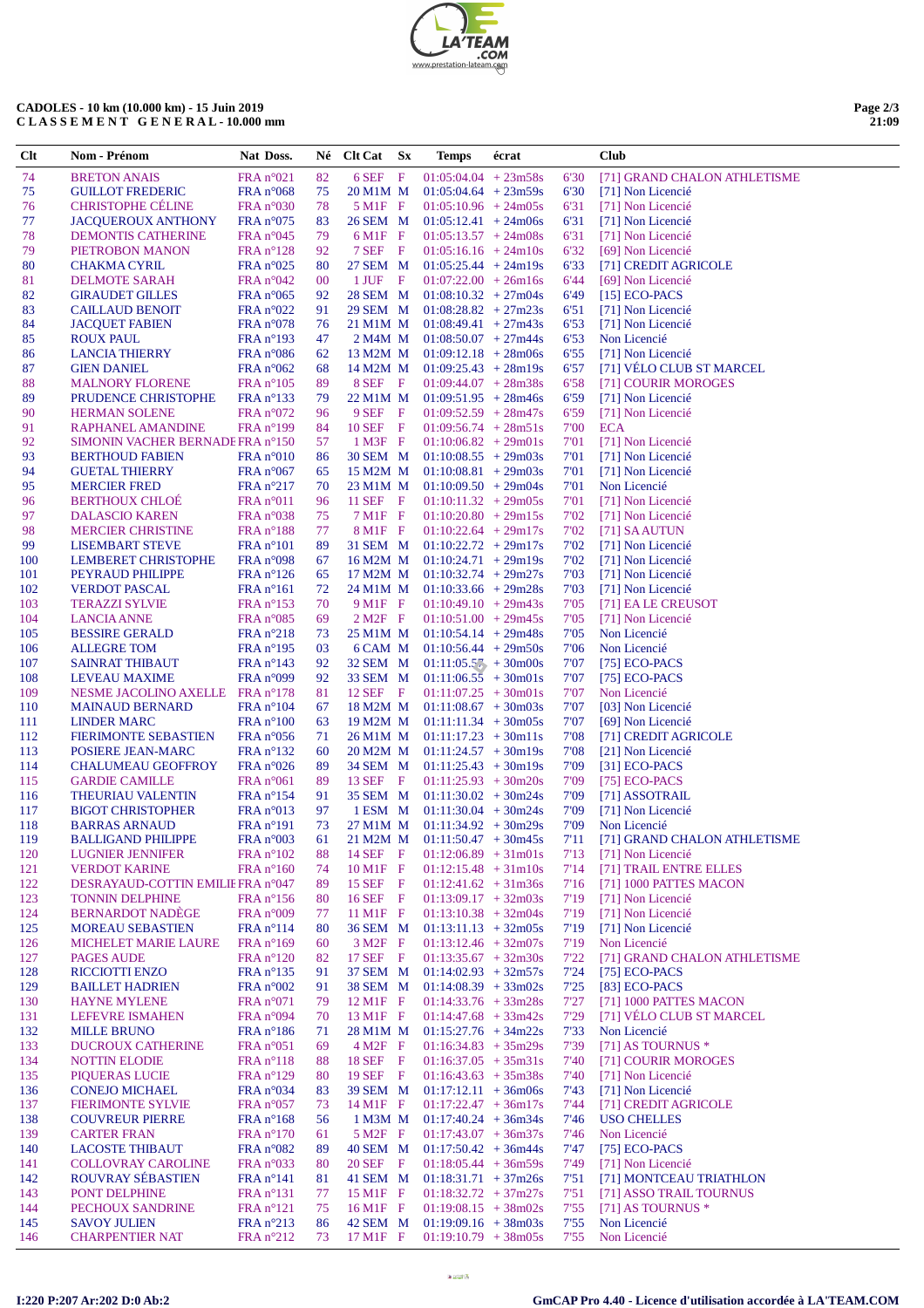**CADOLES - 10 km (10.000 km) - 15 Juin 2019**
**C L A S S E M E N T  G E N E R A L - 10.000 mm**

| Clt | Nom - Prénom | Nat Doss. | Né | Clt Cat | Sx | Temps | écrat | | Club |
|---|---|---|---|---|---|---|---|---|---|
| 74 | BRETON ANAIS | FRA n°021 | 82 | 6 SEF | F | 01:05:04.04 | + 23m58s | 6'30 | [71] GRAND CHALON ATHLETISME |
| 75 | GUILLOT FREDERIC | FRA n°068 | 75 | 20 M1M | M | 01:05:04.64 | + 23m59s | 6'30 | [71] Non Licencié |
| 76 | CHRISTOPHE CÉLINE | FRA n°030 | 78 | 5 M1F | F | 01:05:10.96 | + 24m05s | 6'31 | [71] Non Licencié |
| 77 | JACQUEROUX ANTHONY | FRA n°075 | 83 | 26 SEM | M | 01:05:12.41 | + 24m06s | 6'31 | [71] Non Licencié |
| 78 | DEMONTIS CATHERINE | FRA n°045 | 79 | 6 M1F | F | 01:05:13.57 | + 24m08s | 6'31 | [71] Non Licencié |
| 79 | PIETROBON MANON | FRA n°128 | 92 | 7 SEF | F | 01:05:16.16 | + 24m10s | 6'32 | [69] Non Licencié |
| 80 | CHAKMA CYRIL | FRA n°025 | 80 | 27 SEM | M | 01:05:25.44 | + 24m19s | 6'33 | [71] CREDIT AGRICOLE |
| 81 | DELMOTE SARAH | FRA n°042 | 00 | 1 JUF | F | 01:07:22.00 | + 26m16s | 6'44 | [69] Non Licencié |
| 82 | GIRAUDET GILLES | FRA n°065 | 92 | 28 SEM | M | 01:08:10.32 | + 27m04s | 6'49 | [15] ECO-PACS |
| 83 | CAILLAUD BENOIT | FRA n°022 | 91 | 29 SEM | M | 01:08:28.82 | + 27m23s | 6'51 | [71] Non Licencié |
| 84 | JACQUET FABIEN | FRA n°078 | 76 | 21 M1M | M | 01:08:49.41 | + 27m43s | 6'53 | [71] Non Licencié |
| 85 | ROUX PAUL | FRA n°193 | 47 | 2 M4M | M | 01:08:50.07 | + 27m44s | 6'53 | Non Licencié |
| 86 | LANCIA THIERRY | FRA n°086 | 62 | 13 M2M | M | 01:09:12.18 | + 28m06s | 6'55 | [71] Non Licencié |
| 87 | GIEN DANIEL | FRA n°062 | 68 | 14 M2M | M | 01:09:25.43 | + 28m19s | 6'57 | [71] VÉLO CLUB ST MARCEL |
| 88 | MALNORY FLORENE | FRA n°105 | 89 | 8 SEF | F | 01:09:44.07 | + 28m38s | 6'58 | [71] COURIR MOROGES |
| 89 | PRUDENCE CHRISTOPHE | FRA n°133 | 79 | 22 M1M | M | 01:09:51.95 | + 28m46s | 6'59 | [71] Non Licencié |
| 90 | HERMAN SOLENE | FRA n°072 | 96 | 9 SEF | F | 01:09:52.59 | + 28m47s | 6'59 | [71] Non Licencié |
| 91 | RAPHANEL AMANDINE | FRA n°199 | 84 | 10 SEF | F | 01:09:56.74 | + 28m51s | 7'00 | ECA |
| 92 | SIMONIN VACHER BERNADE | FRA n°150 | 57 | 1 M3F | F | 01:10:06.82 | + 29m01s | 7'01 | [71] Non Licencié |
| 93 | BERTHOUD FABIEN | FRA n°010 | 86 | 30 SEM | M | 01:10:08.55 | + 29m03s | 7'01 | [71] Non Licencié |
| 94 | GUETAL THIERRY | FRA n°067 | 65 | 15 M2M | M | 01:10:08.81 | + 29m03s | 7'01 | [71] Non Licencié |
| 95 | MERCIER FRED | FRA n°217 | 70 | 23 M1M | M | 01:10:09.50 | + 29m04s | 7'01 | Non Licencié |
| 96 | BERTHOUX CHLOÉ | FRA n°011 | 96 | 11 SEF | F | 01:10:11.32 | + 29m05s | 7'01 | [71] Non Licencié |
| 97 | DALASCIO KAREN | FRA n°038 | 75 | 7 M1F | F | 01:10:20.80 | + 29m15s | 7'02 | [71] Non Licencié |
| 98 | MERCIER CHRISTINE | FRA n°188 | 77 | 8 M1F | F | 01:10:22.64 | + 29m17s | 7'02 | [71] SA AUTUN |
| 99 | LISEMBART STEVE | FRA n°101 | 89 | 31 SEM | M | 01:10:22.72 | + 29m17s | 7'02 | [71] Non Licencié |
| 100 | LEMBERET CHRISTOPHE | FRA n°098 | 67 | 16 M2M | M | 01:10:24.71 | + 29m19s | 7'02 | [71] Non Licencié |
| 101 | PEYRAUD PHILIPPE | FRA n°126 | 65 | 17 M2M | M | 01:10:32.74 | + 29m27s | 7'03 | [71] Non Licencié |
| 102 | VERDOT PASCAL | FRA n°161 | 72 | 24 M1M | M | 01:10:33.66 | + 29m28s | 7'03 | [71] Non Licencié |
| 103 | TERAZZI SYLVIE | FRA n°153 | 70 | 9 M1F | F | 01:10:49.10 | + 29m43s | 7'05 | [71] EA LE CREUSOT |
| 104 | LANCIA ANNE | FRA n°085 | 69 | 2 M2F | F | 01:10:51.00 | + 29m45s | 7'05 | [71] Non Licencié |
| 105 | BESSIRE GERALD | FRA n°218 | 73 | 25 M1M | M | 01:10:54.14 | + 29m48s | 7'05 | Non Licencié |
| 106 | ALLEGRE TOM | FRA n°195 | 03 | 6 CAM | M | 01:10:56.44 | + 29m50s | 7'06 | Non Licencié |
| 107 | SAINRAT THIBAUT | FRA n°143 | 92 | 32 SEM | M | 01:11:05.57 | + 30m00s | 7'07 | [75] ECO-PACS |
| 108 | LEVEAU MAXIME | FRA n°099 | 92 | 33 SEM | M | 01:11:06.55 | + 30m01s | 7'07 | [75] ECO-PACS |
| 109 | NESME JACOLINO AXELLE | FRA n°178 | 81 | 12 SEF | F | 01:11:07.25 | + 30m01s | 7'07 | Non Licencié |
| 110 | MAINAUD BERNARD | FRA n°104 | 67 | 18 M2M | M | 01:11:08.67 | + 30m03s | 7'07 | [03] Non Licencié |
| 111 | LINDER MARC | FRA n°100 | 63 | 19 M2M | M | 01:11:11.34 | + 30m05s | 7'07 | [69] Non Licencié |
| 112 | FIERIMONTE SEBASTIEN | FRA n°056 | 71 | 26 M1M | M | 01:11:17.23 | + 30m11s | 7'08 | [71] CREDIT AGRICOLE |
| 113 | POSIERE JEAN-MARC | FRA n°132 | 60 | 20 M2M | M | 01:11:24.57 | + 30m19s | 7'08 | [21] Non Licencié |
| 114 | CHALUMEAU GEOFFROY | FRA n°026 | 89 | 34 SEM | M | 01:11:25.43 | + 30m19s | 7'09 | [31] ECO-PACS |
| 115 | GARDIE CAMILLE | FRA n°061 | 89 | 13 SEF | F | 01:11:25.93 | + 30m20s | 7'09 | [75] ECO-PACS |
| 116 | THEURIAU VALENTIN | FRA n°154 | 91 | 35 SEM | M | 01:11:30.02 | + 30m24s | 7'09 | [71] ASSOTRAIL |
| 117 | BIGOT CHRISTOPHER | FRA n°013 | 97 | 1 ESM | M | 01:11:30.04 | + 30m24s | 7'09 | [71] Non Licencié |
| 118 | BARRAS ARNAUD | FRA n°191 | 73 | 27 M1M | M | 01:11:34.92 | + 30m29s | 7'09 | Non Licencié |
| 119 | BALLIGAND PHILIPPE | FRA n°003 | 61 | 21 M2M | M | 01:11:50.47 | + 30m45s | 7'11 | [71] GRAND CHALON ATHLETISME |
| 120 | LUGNIER JENNIFER | FRA n°102 | 88 | 14 SEF | F | 01:12:06.89 | + 31m01s | 7'13 | [71] Non Licencié |
| 121 | VERDOT KARINE | FRA n°160 | 74 | 10 M1F | F | 01:12:15.48 | + 31m10s | 7'14 | [71] TRAIL ENTRE ELLES |
| 122 | DESRAYAUD-COTTIN EMILIE | FRA n°047 | 89 | 15 SEF | F | 01:12:41.62 | + 31m36s | 7'16 | [71] 1000 PATTES MACON |
| 123 | TONNIN DELPHINE | FRA n°156 | 80 | 16 SEF | F | 01:13:09.17 | + 32m03s | 7'19 | [71] Non Licencié |
| 124 | BERNARDOT NADÈGE | FRA n°009 | 77 | 11 M1F | F | 01:13:10.38 | + 32m04s | 7'19 | [71] Non Licencié |
| 125 | MOREAU SEBASTIEN | FRA n°114 | 80 | 36 SEM | M | 01:13:11.13 | + 32m05s | 7'19 | [71] Non Licencié |
| 126 | MICHELET MARIE LAURE | FRA n°169 | 60 | 3 M2F | F | 01:13:12.46 | + 32m07s | 7'19 | Non Licencié |
| 127 | PAGES AUDE | FRA n°120 | 82 | 17 SEF | F | 01:13:35.67 | + 32m30s | 7'22 | [71] GRAND CHALON ATHLETISME |
| 128 | RICCIOTTI ENZO | FRA n°135 | 91 | 37 SEM | M | 01:14:02.93 | + 32m57s | 7'24 | [75] ECO-PACS |
| 129 | BAILLET HADRIEN | FRA n°002 | 91 | 38 SEM | M | 01:14:08.39 | + 33m02s | 7'25 | [83] ECO-PACS |
| 130 | HAYNE MYLENE | FRA n°071 | 79 | 12 M1F | F | 01:14:33.76 | + 33m28s | 7'27 | [71] 1000 PATTES MACON |
| 131 | LEFEVRE ISMAHEN | FRA n°094 | 70 | 13 M1F | F | 01:14:47.68 | + 33m42s | 7'29 | [71] VÉLO CLUB ST MARCEL |
| 132 | MILLE BRUNO | FRA n°186 | 71 | 28 M1M | M | 01:15:27.76 | + 34m22s | 7'33 | Non Licencié |
| 133 | DUCROUX CATHERINE | FRA n°051 | 69 | 4 M2F | F | 01:16:34.83 | + 35m29s | 7'39 | [71] AS TOURNUS * |
| 134 | NOTTIN ELODIE | FRA n°118 | 88 | 18 SEF | F | 01:16:37.05 | + 35m31s | 7'40 | [71] COURIR MOROGES |
| 135 | PIQUERAS LUCIE | FRA n°129 | 80 | 19 SEF | F | 01:16:43.63 | + 35m38s | 7'40 | [71] Non Licencié |
| 136 | CONEJO MICHAEL | FRA n°034 | 83 | 39 SEM | M | 01:17:12.11 | + 36m06s | 7'43 | [71] Non Licencié |
| 137 | FIERIMONTE SYLVIE | FRA n°057 | 73 | 14 M1F | F | 01:17:22.47 | + 36m17s | 7'44 | [71] CREDIT AGRICOLE |
| 138 | COUVREUR PIERRE | FRA n°168 | 56 | 1 M3M | M | 01:17:40.24 | + 36m34s | 7'46 | USO CHELLES |
| 139 | CARTER FRAN | FRA n°170 | 61 | 5 M2F | F | 01:17:43.07 | + 36m37s | 7'46 | Non Licencié |
| 140 | LACOSTE THIBAUT | FRA n°082 | 89 | 40 SEM | M | 01:17:50.42 | + 36m44s | 7'47 | [75] ECO-PACS |
| 141 | COLLOVRAY CAROLINE | FRA n°033 | 80 | 20 SEF | F | 01:18:05.44 | + 36m59s | 7'49 | [71] Non Licencié |
| 142 | ROUVRAY SÉBASTIEN | FRA n°141 | 81 | 41 SEM | M | 01:18:31.71 | + 37m26s | 7'51 | [71] MONTCEAU TRIATHLON |
| 143 | PONT DELPHINE | FRA n°131 | 77 | 15 M1F | F | 01:18:32.72 | + 37m27s | 7'51 | [71] ASSO TRAIL TOURNUS |
| 144 | PECHOUX SANDRINE | FRA n°121 | 75 | 16 M1F | F | 01:19:08.15 | + 38m02s | 7'55 | [71] AS TOURNUS * |
| 145 | SAVOY JULIEN | FRA n°213 | 86 | 42 SEM | M | 01:19:09.16 | + 38m03s | 7'55 | Non Licencié |
| 146 | CHARPENTIER NAT | FRA n°212 | 73 | 17 M1F | F | 01:19:10.79 | + 38m05s | 7'55 | Non Licencié |

I:220 P:207 Ar:202 D:0 Ab:2 — GmCAP Pro 4.40 - Licence d'utilisation accordée à LA'TEAM.COM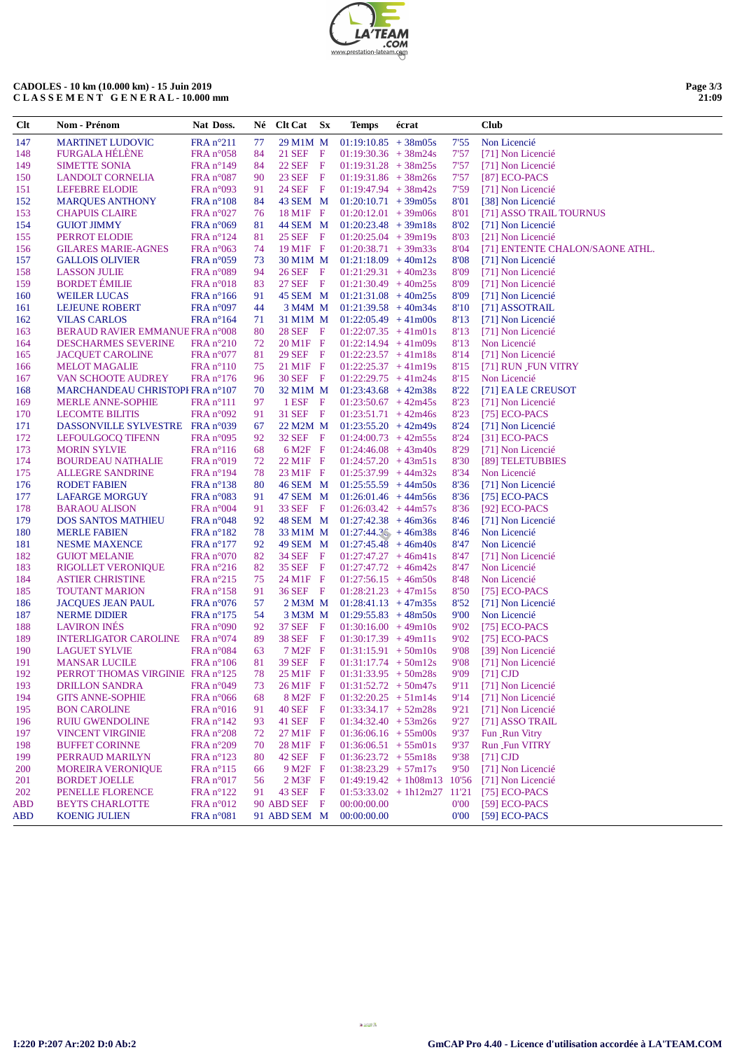**CADOLES - 10 km (10.000 km) - 15 Juin 2019**
**C L A S S E M E N T   G E N E R A L - 10.000 mm**

| Clt | Nom - Prénom | Nat Doss. | Né | Clt Cat | Sx | Temps | écrat | | Club |
|---|---|---|---|---|---|---|---|---|---|
| 147 | MARTINET LUDOVIC | FRA n°211 | 77 | 29 M1M | M | 01:19:10.85 | + 38m05s | 7'55 | Non Licencié |
| 148 | FURGALA HÉLÈNE | FRA n°058 | 84 | 21 SEF | F | 01:19:30.36 | + 38m24s | 7'57 | [71] Non Licencié |
| 149 | SIMETTE SONIA | FRA n°149 | 84 | 22 SEF | F | 01:19:31.28 | + 38m25s | 7'57 | [71] Non Licencié |
| 150 | LANDOLT CORNELIA | FRA n°087 | 90 | 23 SEF | F | 01:19:31.86 | + 38m26s | 7'57 | [87] ECO-PACS |
| 151 | LEFEBRE ELODIE | FRA n°093 | 91 | 24 SEF | F | 01:19:47.94 | + 38m42s | 7'59 | [71] Non Licencié |
| 152 | MARQUES ANTHONY | FRA n°108 | 84 | 43 SEM | M | 01:20:10.71 | + 39m05s | 8'01 | [38] Non Licencié |
| 153 | CHAPUIS CLAIRE | FRA n°027 | 76 | 18 M1F | F | 01:20:12.01 | + 39m06s | 8'01 | [71] ASSO TRAIL TOURNUS |
| 154 | GUIOT JIMMY | FRA n°069 | 81 | 44 SEM | M | 01:20:23.48 | + 39m18s | 8'02 | [71] Non Licencié |
| 155 | PERROT ELODIE | FRA n°124 | 81 | 25 SEF | F | 01:20:25.04 | + 39m19s | 8'03 | [21] Non Licencié |
| 156 | GILARES MARIE-AGNES | FRA n°063 | 74 | 19 M1F | F | 01:20:38.71 | + 39m33s | 8'04 | [71] ENTENTE CHALON/SAONE ATHL. |
| 157 | GALLOIS OLIVIER | FRA n°059 | 73 | 30 M1M | M | 01:21:18.09 | + 40m12s | 8'08 | [71] Non Licencié |
| 158 | LASSON JULIE | FRA n°089 | 94 | 26 SEF | F | 01:21:29.31 | + 40m23s | 8'09 | [71] Non Licencié |
| 159 | BORDET ÉMILIE | FRA n°018 | 83 | 27 SEF | F | 01:21:30.49 | + 40m25s | 8'09 | [71] Non Licencié |
| 160 | WEILER LUCAS | FRA n°166 | 91 | 45 SEM | M | 01:21:31.08 | + 40m25s | 8'09 | [71] Non Licencié |
| 161 | LEJEUNE ROBERT | FRA n°097 | 44 | 3 M4M | M | 01:21:39.58 | + 40m34s | 8'10 | [71] ASSOTRAIL |
| 162 | VILAS CARLOS | FRA n°164 | 71 | 31 M1M | M | 01:22:05.49 | + 41m00s | 8'13 | [71] Non Licencié |
| 163 | BERAUD RAVIER EMMANUE | FRA n°008 | 80 | 28 SEF | F | 01:22:07.35 | + 41m01s | 8'13 | [71] Non Licencié |
| 164 | DESCHARMES SEVERINE | FRA n°210 | 72 | 20 M1F | F | 01:22:14.94 | + 41m09s | 8'13 | Non Licencié |
| 165 | JACQUET CAROLINE | FRA n°077 | 81 | 29 SEF | F | 01:22:23.57 | + 41m18s | 8'14 | [71] Non Licencié |
| 166 | MELOT MAGALIE | FRA n°110 | 75 | 21 M1F | F | 01:22:25.37 | + 41m19s | 8'15 | [71] RUN _FUN VITRY |
| 167 | VAN SCHOOTE AUDREY | FRA n°176 | 96 | 30 SEF | F | 01:22:29.75 | + 41m24s | 8'15 | Non Licencié |
| 168 | MARCHANDEAU CHRISTOPH | FRA n°107 | 70 | 32 M1M | M | 01:23:43.68 | + 42m38s | 8'22 | [71] EA LE CREUSOT |
| 169 | MERLE ANNE-SOPHIE | FRA n°111 | 97 | 1 ESF | F | 01:23:50.67 | + 42m45s | 8'23 | [71] Non Licencié |
| 170 | LECOMTE BILITIS | FRA n°092 | 91 | 31 SEF | F | 01:23:51.71 | + 42m46s | 8'23 | [75] ECO-PACS |
| 171 | DASSONVILLE SYLVESTRE | FRA n°039 | 67 | 22 M2M | M | 01:23:55.20 | + 42m49s | 8'24 | [71] Non Licencié |
| 172 | LEFOULGOCQ TIFENN | FRA n°095 | 92 | 32 SEF | F | 01:24:00.73 | + 42m55s | 8'24 | [31] ECO-PACS |
| 173 | MORIN SYLVIE | FRA n°116 | 68 | 6 M2F | F | 01:24:46.08 | + 43m40s | 8'29 | [71] Non Licencié |
| 174 | BOURDEAU NATHALIE | FRA n°019 | 72 | 22 M1F | F | 01:24:57.20 | + 43m51s | 8'30 | [89] TELETUBBIES |
| 175 | ALLEGRE SANDRINE | FRA n°194 | 78 | 23 M1F | F | 01:25:37.99 | + 44m32s | 8'34 | Non Licencié |
| 176 | RODET FABIEN | FRA n°138 | 80 | 46 SEM | M | 01:25:55.59 | + 44m50s | 8'36 | [71] Non Licencié |
| 177 | LAFARGE MORGUY | FRA n°083 | 91 | 47 SEM | M | 01:26:01.46 | + 44m56s | 8'36 | [75] ECO-PACS |
| 178 | BARAOU ALISON | FRA n°004 | 91 | 33 SEF | F | 01:26:03.42 | + 44m57s | 8'36 | [92] ECO-PACS |
| 179 | DOS SANTOS MATHIEU | FRA n°048 | 92 | 48 SEM | M | 01:27:42.38 | + 46m36s | 8'46 | [71] Non Licencié |
| 180 | MERLE FABIEN | FRA n°182 | 78 | 33 M1M | M | 01:27:44.36 | + 46m38s | 8'46 | Non Licencié |
| 181 | NESME MAXENCE | FRA n°177 | 92 | 49 SEM | M | 01:27:45.48 | + 46m40s | 8'47 | Non Licencié |
| 182 | GUIOT MELANIE | FRA n°070 | 82 | 34 SEF | F | 01:27:47.27 | + 46m41s | 8'47 | [71] Non Licencié |
| 183 | RIGOLLET VERONIQUE | FRA n°216 | 82 | 35 SEF | F | 01:27:47.72 | + 46m42s | 8'47 | Non Licencié |
| 184 | ASTIER CHRISTINE | FRA n°215 | 75 | 24 M1F | F | 01:27:56.15 | + 46m50s | 8'48 | Non Licencié |
| 185 | TOUTANT MARION | FRA n°158 | 91 | 36 SEF | F | 01:28:21.23 | + 47m15s | 8'50 | [75] ECO-PACS |
| 186 | JACQUES JEAN PAUL | FRA n°076 | 57 | 2 M3M | M | 01:28:41.13 | + 47m35s | 8'52 | [71] Non Licencié |
| 187 | NERME DIDIER | FRA n°175 | 54 | 3 M3M | M | 01:29:55.83 | + 48m50s | 9'00 | Non Licencié |
| 188 | LAVIRON INÉS | FRA n°090 | 92 | 37 SEF | F | 01:30:16.00 | + 49m10s | 9'02 | [75] ECO-PACS |
| 189 | INTERLIGATOR CAROLINE | FRA n°074 | 89 | 38 SEF | F | 01:30:17.39 | + 49m11s | 9'02 | [75] ECO-PACS |
| 190 | LAGUET SYLVIE | FRA n°084 | 63 | 7 M2F | F | 01:31:15.91 | + 50m10s | 9'08 | [39] Non Licencié |
| 191 | MANSAR LUCILE | FRA n°106 | 81 | 39 SEF | F | 01:31:17.74 | + 50m12s | 9'08 | [71] Non Licencié |
| 192 | PERROT THOMAS VIRGINIE | FRA n°125 | 78 | 25 M1F | F | 01:31:33.95 | + 50m28s | 9'09 | [71] CJD |
| 193 | DRILLON SANDRA | FRA n°049 | 73 | 26 M1F | F | 01:31:52.72 | + 50m47s | 9'11 | [71] Non Licencié |
| 194 | GITS ANNE-SOPHIE | FRA n°066 | 68 | 8 M2F | F | 01:32:20.25 | + 51m14s | 9'14 | [71] Non Licencié |
| 195 | BON CAROLINE | FRA n°016 | 91 | 40 SEF | F | 01:33:34.17 | + 52m28s | 9'21 | [71] Non Licencié |
| 196 | RUIU GWENDOLINE | FRA n°142 | 93 | 41 SEF | F | 01:34:32.40 | + 53m26s | 9'27 | [71] ASSO TRAIL |
| 197 | VINCENT VIRGINIE | FRA n°208 | 72 | 27 M1F | F | 01:36:06.16 | + 55m00s | 9'37 | Fun _Run Vitry |
| 198 | BUFFET CORINNE | FRA n°209 | 70 | 28 M1F | F | 01:36:06.51 | + 55m01s | 9'37 | Run _Fun VITRY |
| 199 | PERRAUD MARILYN | FRA n°123 | 80 | 42 SEF | F | 01:36:23.72 | + 55m18s | 9'38 | [71] CJD |
| 200 | MOREIRA VERONIQUE | FRA n°115 | 66 | 9 M2F | F | 01:38:23.29 | + 57m17s | 9'50 | [71] Non Licencié |
| 201 | BORDET JOELLE | FRA n°017 | 56 | 2 M3F | F | 01:49:19.42 | + 1h08m13 | 10'56 | [71] Non Licencié |
| 202 | PENELLE FLORENCE | FRA n°122 | 91 | 43 SEF | F | 01:53:33.02 | + 1h12m27 | 11'21 | [75] ECO-PACS |
| ABD | BEYTS CHARLOTTE | FRA n°012 | 90 | ABD SEF | F | 00:00:00.00 | | 0'00 | [59] ECO-PACS |
| ABD | KOENIG JULIEN | FRA n°081 | 91 | ABD SEM | M | 00:00:00.00 | | 0'00 | [59] ECO-PACS |

I:220 P:207 Ar:202 D:0 Ab:2

GmCAP Pro 4.40 - Licence d'utilisation accordée à LA'TEAM.COM